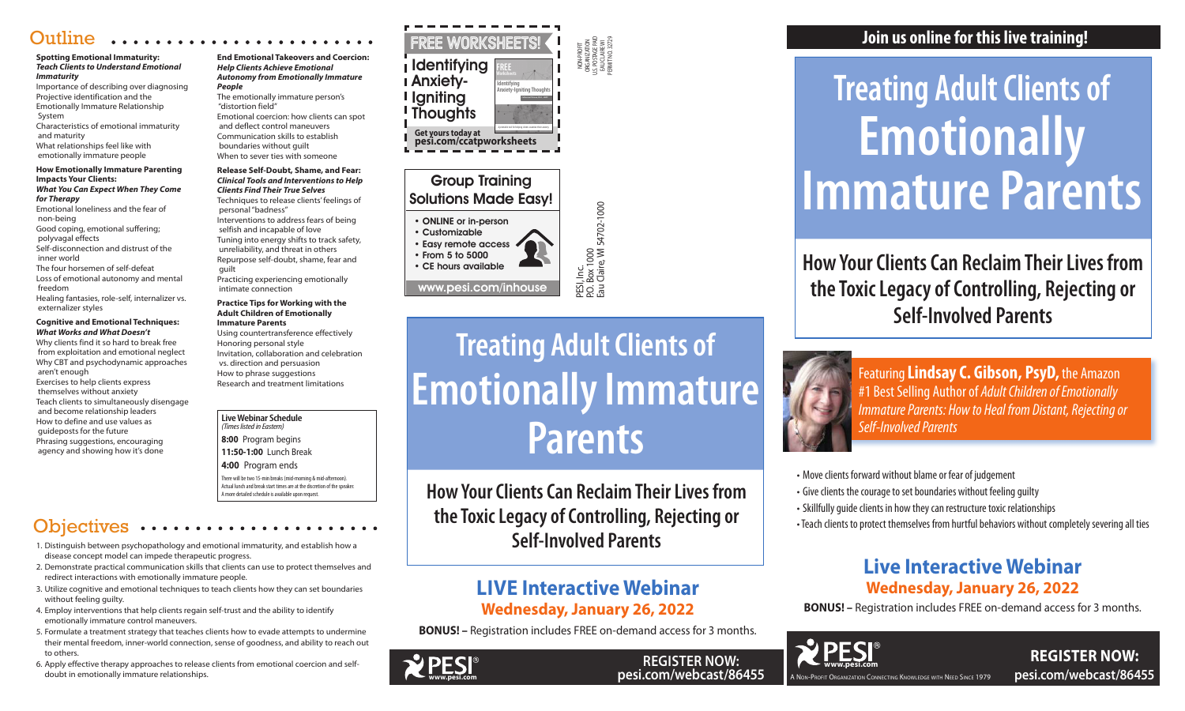## Outline

**Spotting Emotional Immaturity:**
***Teach Clients to Understand Emotional Immaturity***

- Importance of describing over diagnosing
- Projective identification and the Emotionally Immature Relationship System
- Characteristics of emotional immaturity and maturity
- What relationships feel like with emotionally immature people

**How Emotionally Immature Parenting Impacts Your Clients:**
***What You Can Expect When They Come for Therapy***

- Emotional loneliness and the fear of non-being
- Good coping, emotional suffering; polyvagal effects
- Self-disconnection and distrust of the inner world
- The four horsemen of self-defeat
- Loss of emotional autonomy and mental freedom
- Healing fantasies, role-self, internalizer vs. externalizer styles

**Cognitive and Emotional Techniques:**
***What Works and What Doesn't***

- Why clients find it so hard to break free from exploitation and emotional neglect
- Why CBT and psychodynamic approaches aren't enough
- Exercises to help clients express themselves without anxiety
- Teach clients to simultaneously disengage and become relationship leaders
- How to define and use values as guideposts for the future
- Phrasing suggestions, encouraging agency and showing how it's done

**End Emotional Takeovers and Coercion:**
***Help Clients Achieve Emotional Autonomy from Emotionally Immature People***

- The emotionally immature person's "distortion field"
- Emotional coercion: how clients can spot and deflect control maneuvers
- Communication skills to establish boundaries without guilt
- When to sever ties with someone

**Release Self-Doubt, Shame, and Fear:**
***Clinical Tools and Interventions to Help Clients Find Their True Selves***

- Techniques to release clients' feelings of personal "badness"
- Interventions to address fears of being selfish and incapable of love
- Tuning into energy shifts to track safety, unreliability, and threat in others
- Repurpose self-doubt, shame, fear and guilt
- Practicing experiencing emotionally intimate connection

**Practice Tips for Working with the Adult Children of Emotionally Immature Parents**

- Using countertransference effectively
- Honoring personal style
- Invitation, collaboration and celebration vs. direction and persuasion
- How to phrase suggestions
- Research and treatment limitations

**Live Webinar Schedule**
*(Times listed in Eastern)*

**8:00** Program begins
**11:50-1:00** Lunch Break
**4:00** Program ends

There will be two 15-min breaks (mid-morning & mid-afternoon). Actual lunch and break start times are at the discretion of the speaker. A more detailed schedule is available upon request.

## Objectives

1. Distinguish between psychopathology and emotional immaturity, and establish how a disease concept model can impede therapeutic progress.
2. Demonstrate practical communication skills that clients can use to protect themselves and redirect interactions with emotionally immature people.
3. Utilize cognitive and emotional techniques to teach clients how they can set boundaries without feeling guilty.
4. Employ interventions that help clients regain self-trust and the ability to identify emotionally immature control maneuvers.
5. Formulate a treatment strategy that teaches clients how to evade attempts to undermine their mental freedom, inner-world connection, sense of goodness, and ability to reach out to others.
6. Apply effective therapy approaches to release clients from emotional coercion and self-doubt in emotionally immature relationships.

**FREE WORKSHEETS!**
**Identifying Anxiety-Igniting Thoughts**
Get yours today at **pesi.com/ccatpworksheets**

NON-PROFIT ORGANIZATION U.S. POSTAGE PAID EAU CLAIRE WI PERMIT NO. 32729

**Group Training Solutions Made Easy!**

- ONLINE or in-person
- Customizable
- Easy remote access
- From 5 to 5000
- CE hours available

www.pesi.com/inhouse

PESI, Inc.
P.O. Box 1000
Eau Claire, WI 54702-1000

# Treating Adult Clients of Emotionally Immature Parents

## How Your Clients Can Reclaim Their Lives from the Toxic Legacy of Controlling, Rejecting or Self-Involved Parents

## LIVE Interactive Webinar
### Wednesday, January 26, 2022

**BONUS! –** Registration includes FREE on-demand access for 3 months.

PESI® www.pesi.com

**REGISTER NOW:**
**pesi.com/webcast/86455**

**Join us online for this live training!**

# Treating Adult Clients of Emotionally Immature Parents

## How Your Clients Can Reclaim Their Lives from the Toxic Legacy of Controlling, Rejecting or Self-Involved Parents

Featuring **Lindsay C. Gibson, PsyD,** the Amazon #1 Best Selling Author of *Adult Children of Emotionally Immature Parents: How to Heal from Distant, Rejecting or Self-Involved Parents*

- Move clients forward without blame or fear of judgement
- Give clients the courage to set boundaries without feeling guilty
- Skillfully guide clients in how they can restructure toxic relationships
- Teach clients to protect themselves from hurtful behaviors without completely severing all ties

## Live Interactive Webinar
### Wednesday, January 26, 2022

**BONUS! –** Registration includes FREE on-demand access for 3 months.

PESI® www.pesi.com
A Non-Profit Organization Connecting Knowledge with Need Since 1979

**REGISTER NOW:**
**pesi.com/webcast/86455**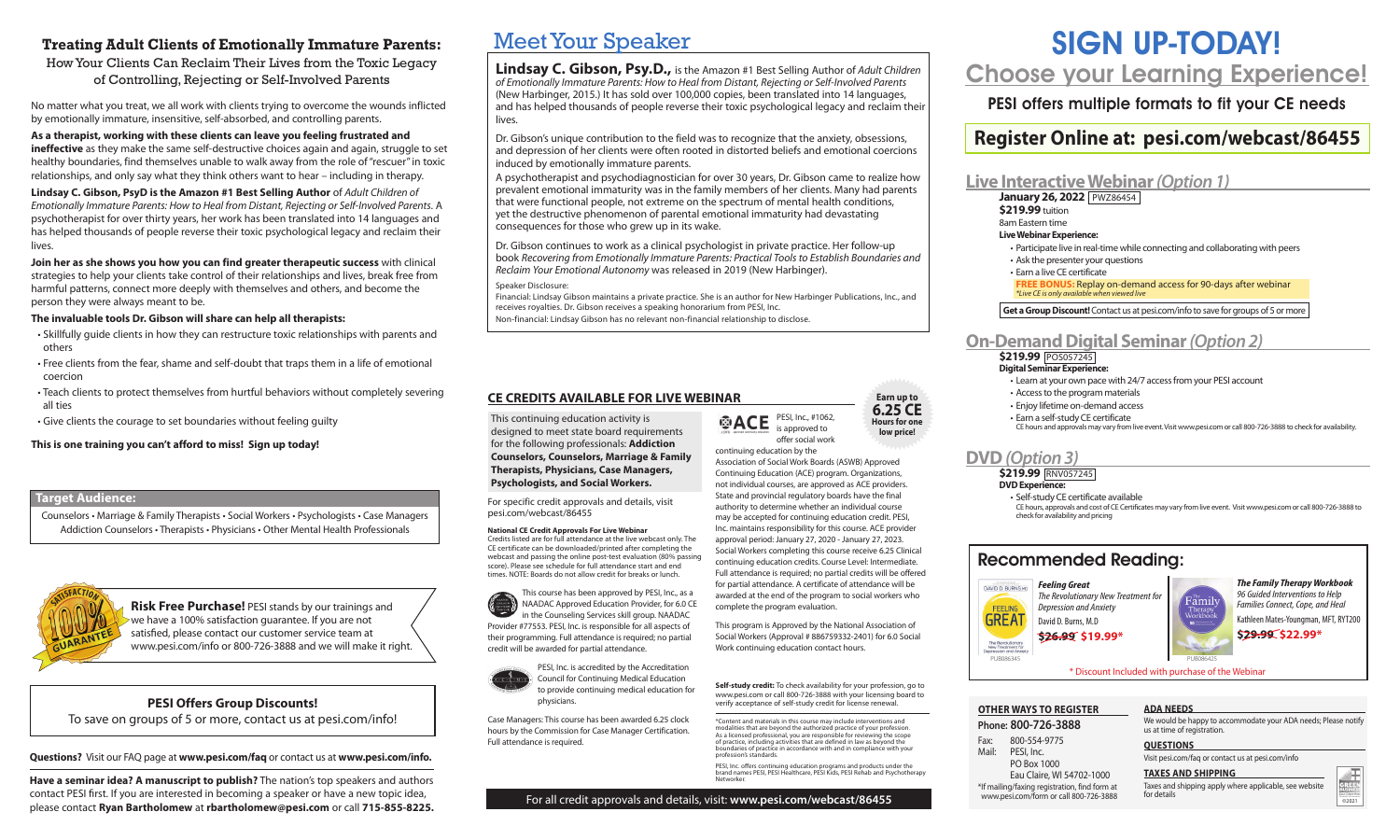## Treating Adult Clients of Emotionally Immature Parents:

How Your Clients Can Reclaim Their Lives from the Toxic Legacy of Controlling, Rejecting or Self-Involved Parents

No matter what you treat, we all work with clients trying to overcome the wounds inflicted by emotionally immature, insensitive, self-absorbed, and controlling parents.

**As a therapist, working with these clients can leave you feeling frustrated and ineffective** as they make the same self-destructive choices again and again, struggle to set healthy boundaries, find themselves unable to walk away from the role of "rescuer" in toxic relationships, and only say what they think others want to hear – including in therapy.

**Lindsay C. Gibson, PsyD is the Amazon #1 Best Selling Author** of *Adult Children of Emotionally Immature Parents: How to Heal from Distant, Rejecting or Self-Involved Parents*. A psychotherapist for over thirty years, her work has been translated into 14 languages and has helped thousands of people reverse their toxic psychological legacy and reclaim their lives.

**Join her as she shows you how you can find greater therapeutic success** with clinical strategies to help your clients take control of their relationships and lives, break free from harmful patterns, connect more deeply with themselves and others, and become the person they were always meant to be.

**The invaluable tools Dr. Gibson will share can help all therapists:**

- Skillfully guide clients in how they can restructure toxic relationships with parents and others
- Free clients from the fear, shame and self-doubt that traps them in a life of emotional coercion
- Teach clients to protect themselves from hurtful behaviors without completely severing all ties
- Give clients the courage to set boundaries without feeling guilty

**This is one training you can't afford to miss! Sign up today!**

### Target Audience:

Counselors • Marriage & Family Therapists • Social Workers • Psychologists • Case Managers Addiction Counselors • Therapists • Physicians • Other Mental Health Professionals

SATISFACTION 100% GUARANTEE

**Risk Free Purchase!** PESI stands by our trainings and we have a 100% satisfaction guarantee. If you are not satisfied, please contact our customer service team at www.pesi.com/info or 800-726-3888 and we will make it right.

### PESI Offers Group Discounts!

To save on groups of 5 or more, contact us at pesi.com/info!

**Questions?** Visit our FAQ page at **www.pesi.com/faq** or contact us at **www.pesi.com/info.**

**Have a seminar idea? A manuscript to publish?** The nation's top speakers and authors contact PESI first. If you are interested in becoming a speaker or have a new topic idea, please contact **Ryan Bartholomew** at **rbartholomew@pesi.com** or call **715-855-8225.**

## Meet Your Speaker

**Lindsay C. Gibson, Psy.D.,** is the Amazon #1 Best Selling Author of *Adult Children of Emotionally Immature Parents: How to Heal from Distant, Rejecting or Self-Involved Parents* (New Harbinger, 2015.) It has sold over 100,000 copies, been translated into 14 languages, and has helped thousands of people reverse their toxic psychological legacy and reclaim their lives.

Dr. Gibson's unique contribution to the field was to recognize that the anxiety, obsessions, and depression of her clients were often rooted in distorted beliefs and emotional coercions induced by emotionally immature parents.

A psychotherapist and psychodiagnostician for over 30 years, Dr. Gibson came to realize how prevalent emotional immaturity was in the family members of her clients. Many had parents that were functional people, not extreme on the spectrum of mental health conditions, yet the destructive phenomenon of parental emotional immaturity had devastating consequences for those who grew up in its wake.

Dr. Gibson continues to work as a clinical psychologist in private practice. Her follow-up book *Recovering from Emotionally Immature Parents: Practical Tools to Establish Boundaries and Reclaim Your Emotional Autonomy* was released in 2019 (New Harbinger).

Speaker Disclosure:

Financial: Lindsay Gibson maintains a private practice. She is an author for New Harbinger Publications, Inc., and receives royalties. Dr. Gibson receives a speaking honorarium from PESI, Inc.

Non-financial: Lindsay Gibson has no relevant non-financial relationship to disclose.

### CE CREDITS AVAILABLE FOR LIVE WEBINAR

**Earn up to 6.25 CE Hours for one low price!**

This continuing education activity is designed to meet state board requirements for the following professionals: **Addiction Counselors, Counselors, Marriage & Family Therapists, Physicians, Case Managers, Psychologists, and Social Workers.**

For specific credit approvals and details, visit pesi.com/webcast/86455

**National CE Credit Approvals For Live Webinar**

Credits listed are for full attendance at the live webcast only. The CE certificate can be downloaded/printed after completing the webcast and passing the online post-test evaluation (80% passing score). Please see schedule for full attendance start and end times. NOTE: Boards do not allow credit for breaks or lunch.

This course has been approved by PESI, Inc., as a NAADAC Approved Education Provider, for 6.0 CE in the Counseling Services skill group. NAADAC Provider #77553. PESI, Inc. is responsible for all aspects of their programming. Full attendance is required; no partial credit will be awarded for partial attendance.

PESI, Inc. is accredited by the Accreditation Council for Continuing Medical Education to provide continuing medical education for physicians.

Case Managers: This course has been awarded 6.25 clock hours by the Commission for Case Manager Certification. Full attendance is required.

PESI, Inc., #1062, is approved to offer social work continuing education by the Association of Social Work Boards (ASWB) Approved Continuing Education (ACE) program. Organizations, not individual courses, are approved as ACE providers. State and provincial regulatory boards have the final authority to determine whether an individual course may be accepted for continuing education credit. PESI, Inc. maintains responsibility for this course. ACE provider approval period: January 27, 2020 - January 27, 2023. Social Workers completing this course receive 6.25 Clinical continuing education credits. Course Level: Intermediate. Full attendance is required; no partial credits will be offered for partial attendance. A certificate of attendance will be awarded at the end of the program to social workers who complete the program evaluation.

This program is Approved by the National Association of Social Workers (Approval # 886759332-2401) for 6.0 Social Work continuing education contact hours.

**Self-study credit:** To check availability for your profession, go to www.pesi.com or call 800-726-3888 with your licensing board to verify acceptance of self-study credit for license renewal.

*Content and materials in this course may include interventions and modalities that are beyond the authorized practice of your profession. As a licensed professional, you are responsible for reviewing the scope of practice, including activities that are defined in law as beyond the boundaries of practice in accordance with and in compliance with your profession's standards.

PESI, Inc. offers continuing education programs and products under the brand names PESI, PESI Healthcare, PESI Kids, PESI Rehab and Psychotherapy Networker.

For all credit approvals and details, visit: **www.pesi.com/webcast/86455**

# SIGN UP-TODAY!

## Choose your Learning Experience!

**PESI offers multiple formats to fit your CE needs**

## Register Online at: pesi.com/webcast/86455

### Live Interactive Webinar *(Option 1)*

**January 26, 2022** PWZ86454

**$219.99** tuition

8am Eastern time

**Live Webinar Experience:**

- Participate live in real-time while connecting and collaborating with peers
- Ask the presenter your questions
- Earn a live CE certificate

**FREE BONUS:** Replay on-demand access for 90-days after webinar

*Live CE is only available when viewed live

**Get a Group Discount!** Contact us at pesi.com/info to save for groups of 5 or more

### On-Demand Digital Seminar *(Option 2)*

**$219.99** POS057245

**Digital Seminar Experience:**

- Learn at your own pace with 24/7 access from your PESI account
- Access to the program materials
- Enjoy lifetime on-demand access
- Earn a self-study CE certificate

CE hours and approvals may vary from live event. Visit www.pesi.com or call 800-726-3888 to check for availability.

### DVD *(Option 3)*

**$219.99** RNV057245

**DVD Experience:**

- Self-study CE certificate available

CE hours, approvals and cost of CE Certificates may vary from live event. Visit www.pesi.com or call 800-726-3888 to check for availability and pricing

### Recommended Reading:

***Feeling Great***

*The Revolutionary New Treatment for Depression and Anxiety*

David D. Burns, M.D

~~$26.99~~ **$19.99***

PUB086345

***The Family Therapy Workbook***

*96 Guided Interventions to Help Families Connect, Cope, and Heal*

Kathleen Mates-Youngman, MFT, RYT200

~~$29.99~~ **$22.99***

PUB086425

* Discount Included with purchase of the Webinar

**OTHER WAYS TO REGISTER**

**Phone: 800-726-3888**

Fax: 800-554-9775

Mail: PESI, Inc.
PO Box 1000
Eau Claire, WI 54702-1000

*If mailing/faxing registration, find form at www.pesi.com/form or call 800-726-3888

**ADA NEEDS**

We would be happy to accommodate your ADA needs; Please notify us at time of registration.

**QUESTIONS**

Visit pesi.com/faq or contact us at pesi.com/info

**TAXES AND SHIPPING**

Taxes and shipping apply where applicable, see website for details

©2021